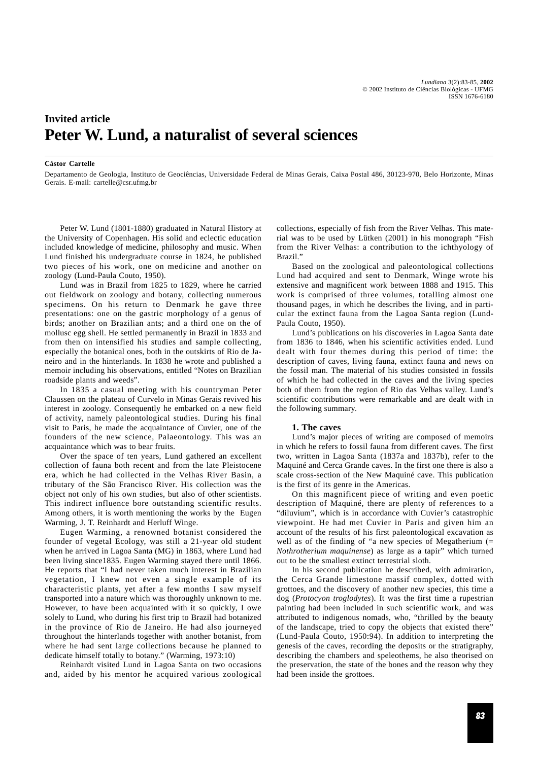## Invited article

# Peter W. Lund, a naturalist of several sciences

**Cástor Cartelle**

Departamento de Geologia, Instituto de Geociências, Universidade Federal de Minas Gerais, Caixa Postal 486, 30123-970, Belo Horizonte, Minas Gerais. E-mail: cartelle@csr.ufmg.br

Peter W. Lund (1801-1880) graduated in Natural History at the University of Copenhagen. His solid and eclectic education included knowledge of medicine, philosophy and music. When Lund finished his undergraduate course in 1824, he published two pieces of his work, one on medicine and another on zoology (Lund-Paula Couto, 1950).

Lund was in Brazil from 1825 to 1829, where he carried out fieldwork on zoology and botany, collecting numerous specimens. On his return to Denmark he gave three presentations: one on the gastric morphology of a genus of birds; another on Brazilian ants; and a third one on the of mollusc egg shell. He settled permanently in Brazil in 1833 and from then on intensified his studies and sample collecting, especially the botanical ones, both in the outskirts of Rio de Janeiro and in the hinterlands. In 1838 he wrote and published a memoir including his observations, entitled "Notes on Brazilian roadside plants and weeds".

In 1835 a casual meeting with his countryman Peter Claussen on the plateau of Curvelo in Minas Gerais revived his interest in zoology. Consequently he embarked on a new field of activity, namely paleontological studies. During his final visit to Paris, he made the acquaintance of Cuvier, one of the founders of the new science, Palaeontology. This was an acquaintance which was to bear fruits.

Over the space of ten years, Lund gathered an excellent collection of fauna both recent and from the late Pleistocene era, which he had collected in the Velhas River Basin, a tributary of the São Francisco River. His collection was the object not only of his own studies, but also of other scientists. This indirect influence bore outstanding scientific results. Among others, it is worth mentioning the works by the Eugen Warming, J. T. Reinhardt and Herluff Winge.

Eugen Warming, a renowned botanist considered the founder of vegetal Ecology, was still a 21-year old student when he arrived in Lagoa Santa (MG) in 1863, where Lund had been living since1835. Eugen Warming stayed there until 1866. He reports that "I had never taken much interest in Brazilian vegetation, I knew not even a single example of its characteristic plants, yet after a few months I saw myself transported into a nature which was thoroughly unknown to me. However, to have been acquainted with it so quickly, I owe solely to Lund, who during his first trip to Brazil had botanized in the province of Rio de Janeiro. He had also journeyed throughout the hinterlands together with another botanist, from where he had sent large collections because he planned to dedicate himself totally to botany." (Warming, 1973:10)

Reinhardt visited Lund in Lagoa Santa on two occasions and, aided by his mentor he acquired various zoological collections, especially of fish from the River Velhas. This material was to be used by Lütken (2001) in his monograph "Fish from the River Velhas: a contribution to the ichthyology of Brazil."

Based on the zoological and paleontological collections Lund had acquired and sent to Denmark, Winge wrote his extensive and magnificent work between 1888 and 1915. This work is comprised of three volumes, totalling almost one thousand pages, in which he describes the living, and in particular the extinct fauna from the Lagoa Santa region (Lund-Paula Couto, 1950).

Lund's publications on his discoveries in Lagoa Santa date from 1836 to 1846, when his scientific activities ended. Lund dealt with four themes during this period of time: the description of caves, living fauna, extinct fauna and news on the fossil man. The material of his studies consisted in fossils of which he had collected in the caves and the living species both of them from the region of Rio das Velhas valley. Lund's scientific contributions were remarkable and are dealt with in the following summary.

### 1. The caves

Lund's major pieces of writing are composed of memoirs in which he refers to fossil fauna from different caves. The first two, written in Lagoa Santa (1837a and 1837b), refer to the Maquiné and Cerca Grande caves. In the first one there is also a scale cross-section of the New Maquiné cave. This publication is the first of its genre in the Americas.

On this magnificent piece of writing and even poetic description of Maquiné, there are plenty of references to a "diluvium", which is in accordance with Cuvier's catastrophic viewpoint. He had met Cuvier in Paris and given him an account of the results of his first paleontological excavation as well as of the finding of "a new species of Megatherium (= *Nothrotherium maquinense*) as large as a tapir" which turned out to be the smallest extinct terrestrial sloth.

In his second publication he described, with admiration, the Cerca Grande limestone massif complex, dotted with grottoes, and the discovery of another new species, this time a dog (*Protocyon troglodytes*). It was the first time a rupestrian painting had been included in such scientific work, and was attributed to indigenous nomads, who, "thrilled by the beauty of the landscape, tried to copy the objects that existed there" (Lund-Paula Couto, 1950:94). In addition to interpreting the genesis of the caves, recording the deposits or the stratigraphy, describing the chambers and speleothems, he also theorised on the preservation, the state of the bones and the reason why they had been inside the grottoes.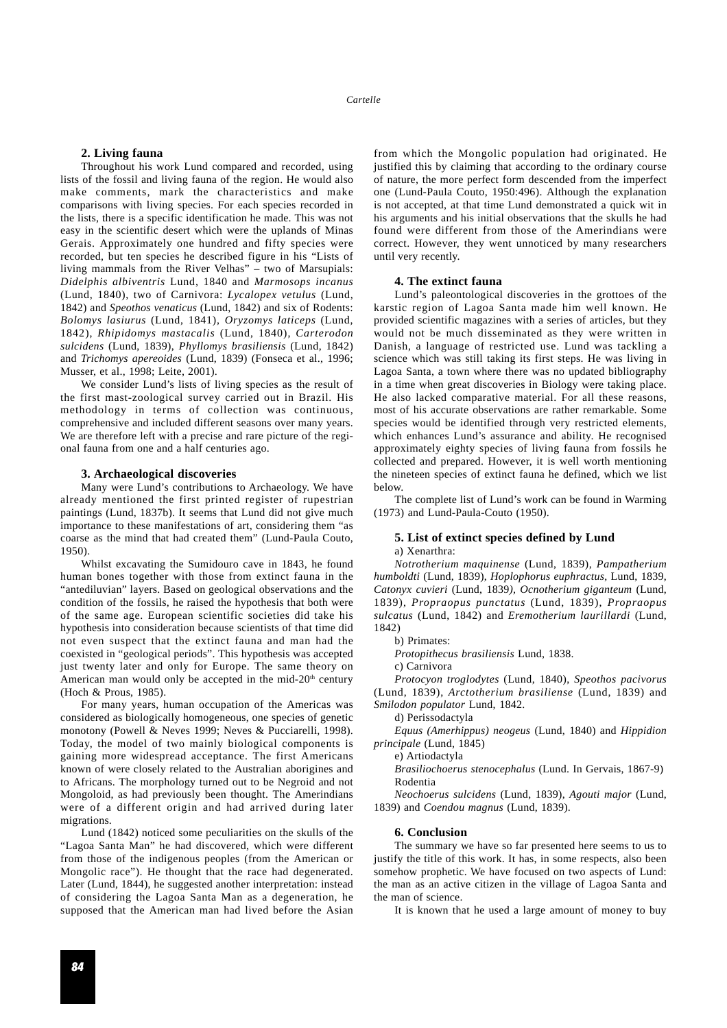## 2. Living fauna

Throughout his work Lund compared and recorded, using lists of the fossil and living fauna of the region. He would also make comments, mark the characteristics and make comparisons with living species. For each species recorded in the lists, there is a specific identification he made. This was not easy in the scientific desert which were the uplands of Minas Gerais. Approximately one hundred and fifty species were recorded, but ten species he described figure in his "Lists of living mammals from the River Velhas" – two of Marsupials: *Didelphis albiventris* Lund, 1840 and *Marmosops incanus* (Lund, 1840), two of Carnivora: *Lycalopex vetulus* (Lund, 1842) and *Speothos venaticus* (Lund, 1842) and six of Rodents: *Bolomys lasiurus* (Lund, 1841), *Oryzomys laticeps* (Lund, 1842), *Rhipidomys mastacalis* (Lund, 1840), *Carterodon sulcidens* (Lund, 1839), *Phyllomys brasiliensis* (Lund, 1842) and *Trichomys apereoides* (Lund, 1839) (Fonseca et al., 1996; Musser, et al., 1998; Leite, 2001).

We consider Lund's lists of living species as the result of the first mast-zoological survey carried out in Brazil. His methodology in terms of collection was continuous, comprehensive and included different seasons over many years. We are therefore left with a precise and rare picture of the regional fauna from one and a half centuries ago.

## 3. Archaeological discoveries

Many were Lund's contributions to Archaeology. We have already mentioned the first printed register of rupestrian paintings (Lund, 1837b). It seems that Lund did not give much importance to these manifestations of art, considering them "as coarse as the mind that had created them" (Lund-Paula Couto, 1950).

Whilst excavating the Sumidouro cave in 1843, he found human bones together with those from extinct fauna in the "antediluvian" layers. Based on geological observations and the condition of the fossils, he raised the hypothesis that both were of the same age. European scientific societies did take his hypothesis into consideration because scientists of that time did not even suspect that the extinct fauna and man had the coexisted in "geological periods". This hypothesis was accepted just twenty later and only for Europe. The same theory on American man would only be accepted in the mid-20[th] century (Hoch & Prous, 1985).

For many years, human occupation of the Americas was considered as biologically homogeneous, one species of genetic monotony (Powell & Neves 1999; Neves & Pucciarelli, 1998). Today, the model of two mainly biological components is gaining more widespread acceptance. The first Americans known of were closely related to the Australian aborigines and to Africans. The morphology turned out to be Negroid and not Mongoloid, as had previously been thought. The Amerindians were of a different origin and had arrived during later migrations.

Lund (1842) noticed some peculiarities on the skulls of the "Lagoa Santa Man" he had discovered, which were different from those of the indigenous peoples (from the American or Mongolic race"). He thought that the race had degenerated. Later (Lund, 1844), he suggested another interpretation: instead of considering the Lagoa Santa Man as a degeneration, he supposed that the American man had lived before the Asian from which the Mongolic population had originated. He justified this by claiming that according to the ordinary course of nature, the more perfect form descended from the imperfect one (Lund-Paula Couto, 1950:496). Although the explanation is not accepted, at that time Lund demonstrated a quick wit in his arguments and his initial observations that the skulls he had found were different from those of the Amerindians were correct. However, they went unnoticed by many researchers until very recently.

## 4. The extinct fauna

Lund's paleontological discoveries in the grottoes of the karstic region of Lagoa Santa made him well known. He provided scientific magazines with a series of articles, but they would not be much disseminated as they were written in Danish, a language of restricted use. Lund was tackling a science which was still taking its first steps. He was living in Lagoa Santa, a town where there was no updated bibliography in a time when great discoveries in Biology were taking place. He also lacked comparative material. For all these reasons, most of his accurate observations are rather remarkable. Some species would be identified through very restricted elements, which enhances Lund's assurance and ability. He recognised approximately eighty species of living fauna from fossils he collected and prepared. However, it is well worth mentioning the nineteen species of extinct fauna he defined, which we list below.

The complete list of Lund's work can be found in Warming (1973) and Lund-Paula-Couto (1950).

## 5. List of extinct species defined by Lund

a) Xenarthra:

*Notrotherium maquinense* (Lund, 1839), *Pampatherium humboldti* (Lund, 1839), *Hoplophorus euphractus*, Lund, 1839, *Catonyx cuvieri* (Lund, 1839), *Ocnotherium giganteum* (Lund, 1839), *Propraopus punctatus* (Lund, 1839), *Propraopus sulcatus* (Lund, 1842) and *Eremotherium laurillardi* (Lund, 1842)

b) Primates:

*Protopithecus brasiliensis* Lund, 1838.

c) Carnivora

*Protocyon troglodytes* (Lund, 1840), *Speothos pacivorus* (Lund, 1839), *Arctotherium brasiliense* (Lund, 1839) and *Smilodon populator* Lund, 1842.

d) Perissodactyla

*Equus (Amerhippus) neogeus* (Lund, 1840) and *Hippidion principale* (Lund, 1845)

e) Artiodactyla

*Brasiliochoerus stenocephalus* (Lund. In Gervais, 1867-9)

Rodentia

*Neochoerus sulcidens* (Lund, 1839), *Agouti major* (Lund, 1839) and *Coendou magnus* (Lund, 1839).

## 6. Conclusion

The summary we have so far presented here seems to us to justify the title of this work. It has, in some respects, also been somehow prophetic. We have focused on two aspects of Lund: the man as an active citizen in the village of Lagoa Santa and the man of science.

It is known that he used a large amount of money to buy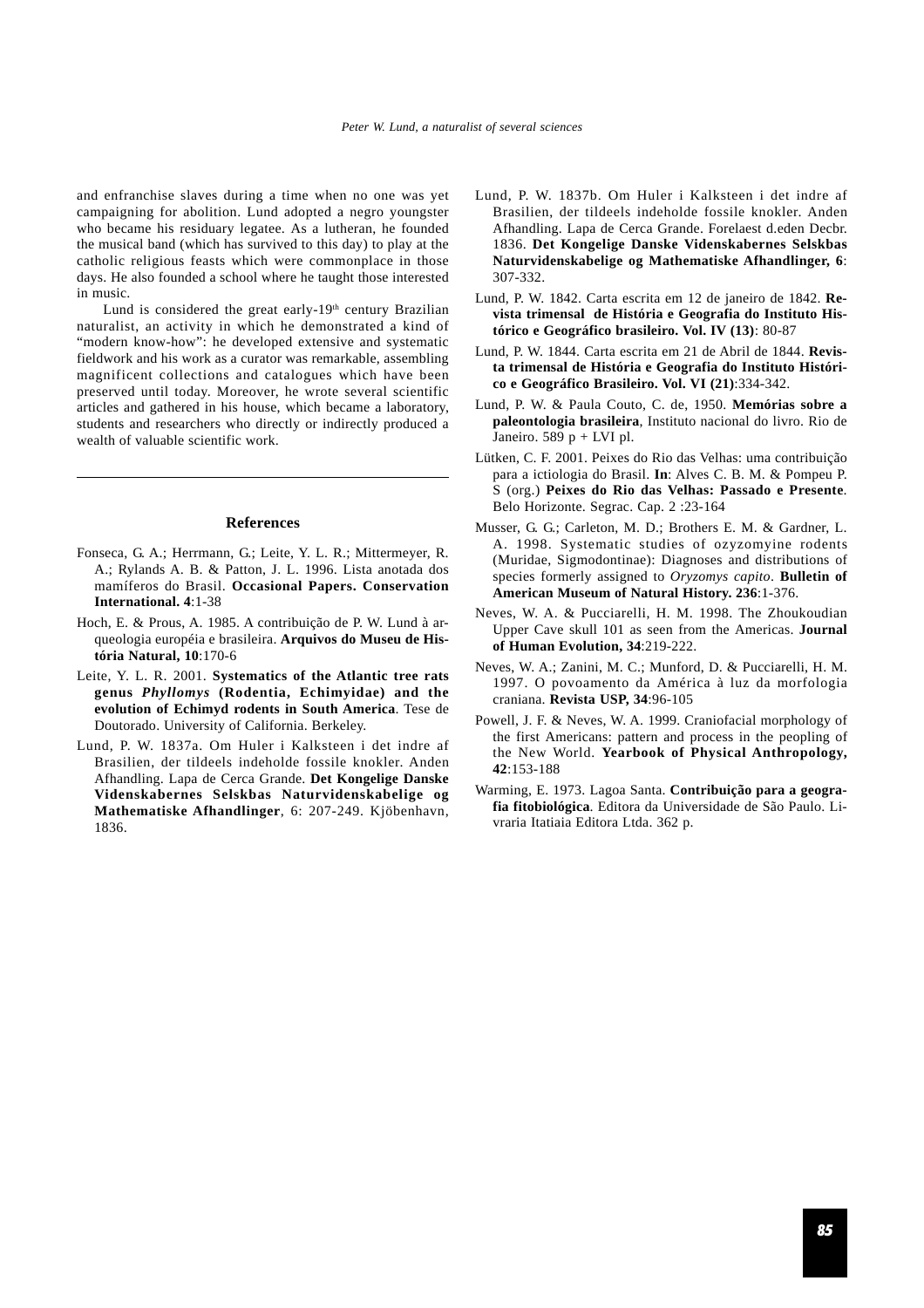and enfranchise slaves during a time when no one was yet campaigning for abolition. Lund adopted a negro youngster who became his residuary legatee. As a lutheran, he founded the musical band (which has survived to this day) to play at the catholic religious feasts which were commonplace in those days. He also founded a school where he taught those interested in music.

Lund is considered the great early-19th century Brazilian naturalist, an activity in which he demonstrated a kind of "modern know-how": he developed extensive and systematic fieldwork and his work as a curator was remarkable, assembling magnificent collections and catalogues which have been preserved until today. Moreover, he wrote several scientific articles and gathered in his house, which became a laboratory, students and researchers who directly or indirectly produced a wealth of valuable scientific work.

## References

Fonseca, G. A.; Herrmann, G.; Leite, Y. L. R.; Mittermeyer, R. A.; Rylands A. B. & Patton, J. L. 1996. Lista anotada dos mamíferos do Brasil. **Occasional Papers. Conservation International. 4**:1-38

Hoch, E. & Prous, A. 1985. A contribuição de P. W. Lund à arqueologia européia e brasileira. **Arquivos do Museu de História Natural, 10**:170-6

Leite, Y. L. R. 2001. **Systematics of the Atlantic tree rats genus *Phyllomys* (Rodentia, Echimyidae) and the evolution of Echimyd rodents in South America**. Tese de Doutorado. University of California. Berkeley.

Lund, P. W. 1837a. Om Huler i Kalksteen i det indre af Brasilien, der tildeels indeholde fossile knokler. Anden Afhandling. Lapa de Cerca Grande. **Det Kongelige Danske Videnskabernes Selskbas Naturvidenskabelige og Mathematiske Afhandlinger**, 6: 207-249. Kjöbenhavn, 1836.

Lund, P. W. 1837b. Om Huler i Kalksteen i det indre af Brasilien, der tildeels indeholde fossile knokler. Anden Afhandling. Lapa de Cerca Grande. Forelaest d.eden Decbr. 1836. **Det Kongelige Danske Videnskabernes Selskbas Naturvidenskabelige og Mathematiske Afhandlinger, 6**: 307-332.

Lund, P. W. 1842. Carta escrita em 12 de janeiro de 1842. **Revista trimensal de História e Geografia do Instituto Histórico e Geográfico brasileiro. Vol. IV (13)**: 80-87

Lund, P. W. 1844. Carta escrita em 21 de Abril de 1844. **Revista trimensal de História e Geografia do Instituto Histórico e Geográfico Brasileiro. Vol. VI (21)**:334-342.

Lund, P. W. & Paula Couto, C. de, 1950. **Memórias sobre a paleontologia brasileira**, Instituto nacional do livro. Rio de Janeiro. 589 p + LVI pl.

Lütken, C. F. 2001. Peixes do Rio das Velhas: uma contribuição para a ictiologia do Brasil. **In**: Alves C. B. M. & Pompeu P. S (org.) **Peixes do Rio das Velhas: Passado e Presente**. Belo Horizonte. Segrac. Cap. 2 :23-164

Musser, G. G.; Carleton, M. D.; Brothers E. M. & Gardner, L. A. 1998. Systematic studies of ozyzomyine rodents (Muridae, Sigmodontinae): Diagnoses and distributions of species formerly assigned to *Oryzomys capito*. **Bulletin of American Museum of Natural History. 236**:1-376.

Neves, W. A. & Pucciarelli, H. M. 1998. The Zhoukoudian Upper Cave skull 101 as seen from the Americas. **Journal of Human Evolution, 34**:219-222.

Neves, W. A.; Zanini, M. C.; Munford, D. & Pucciarelli, H. M. 1997. O povoamento da América à luz da morfologia craniana. **Revista USP, 34**:96-105

Powell, J. F. & Neves, W. A. 1999. Craniofacial morphology of the first Americans: pattern and process in the peopling of the New World. **Yearbook of Physical Anthropology, 42**:153-188

Warming, E. 1973. Lagoa Santa. **Contribuição para a geografia fitobiológica**. Editora da Universidade de São Paulo. Livraria Itatiaia Editora Ltda. 362 p.